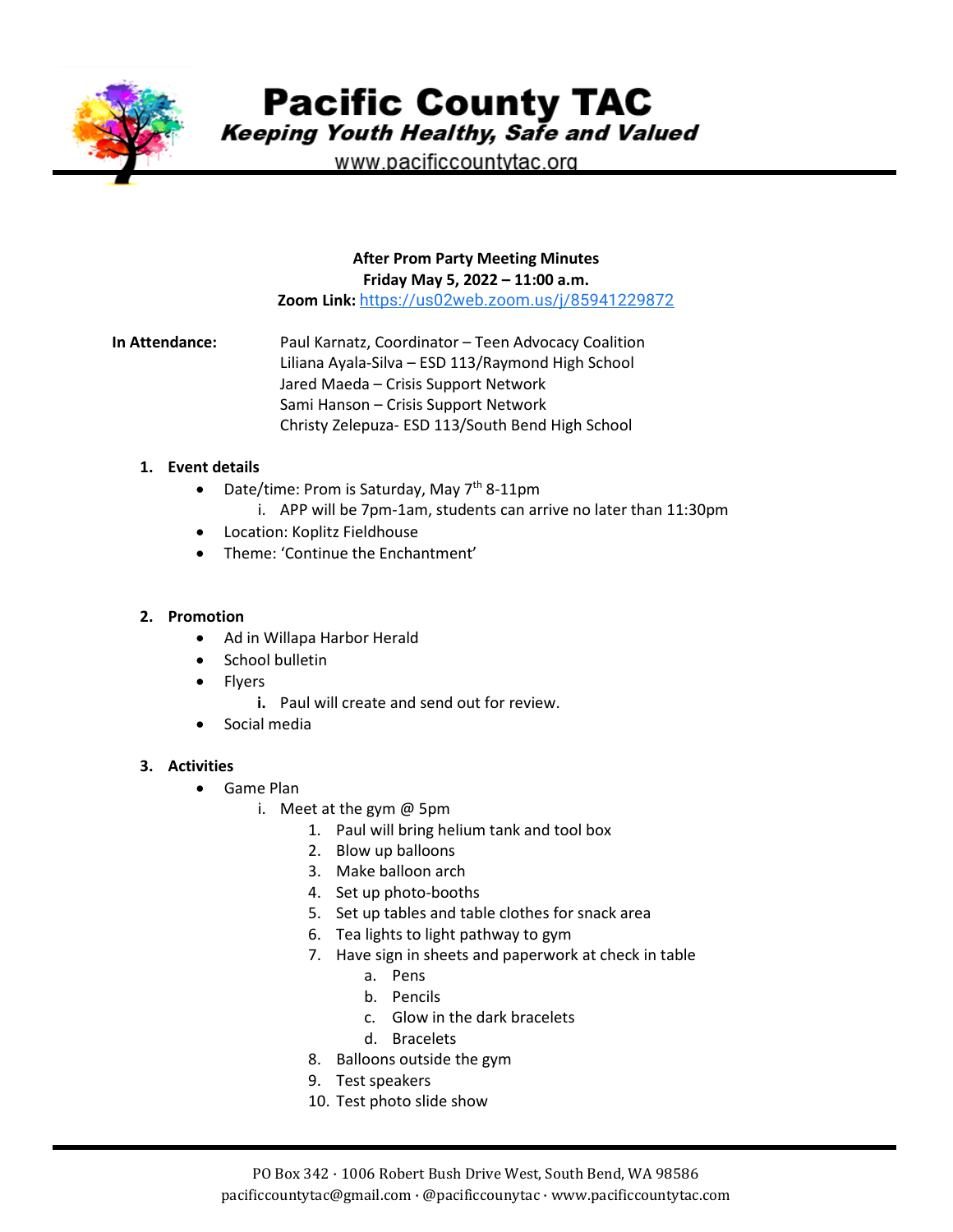# Pacific County TAC

*Keeping Youth Healthy, Safe and Valued*

www.pacificcountytac.org

**After Prom Party Meeting Minutes**
**Friday May 5, 2022 – 11:00 a.m.**
**Zoom Link:** https://us02web.zoom.us/j/85941229872

**In Attendance:**
Paul Karnatz, Coordinator – Teen Advocacy Coalition
Liliana Ayala-Silva – ESD 113/Raymond High School
Jared Maeda – Crisis Support Network
Sami Hanson – Crisis Support Network
Christy Zelepuza- ESD 113/South Bend High School

1. **Event details**
   - Date/time: Prom is Saturday, May 7th 8-11pm
     - i. APP will be 7pm-1am, students can arrive no later than 11:30pm
   - Location: Koplitz Fieldhouse
   - Theme: 'Continue the Enchantment'

2. **Promotion**
   - Ad in Willapa Harbor Herald
   - School bulletin
   - Flyers
     - **i.** Paul will create and send out for review.
   - Social media

3. **Activities**
   - Game Plan
     - i. Meet at the gym @ 5pm
       1. Paul will bring helium tank and tool box
       2. Blow up balloons
       3. Make balloon arch
       4. Set up photo-booths
       5. Set up tables and table clothes for snack area
       6. Tea lights to light pathway to gym
       7. Have sign in sheets and paperwork at check in table
          - a. Pens
          - b. Pencils
          - c. Glow in the dark bracelets
          - d. Bracelets
       8. Balloons outside the gym
       9. Test speakers
       10. Test photo slide show

PO Box 342 · 1006 Robert Bush Drive West, South Bend, WA 98586
pacificcountytac@gmail.com · @pacificcounytac · www.pacificcountytac.com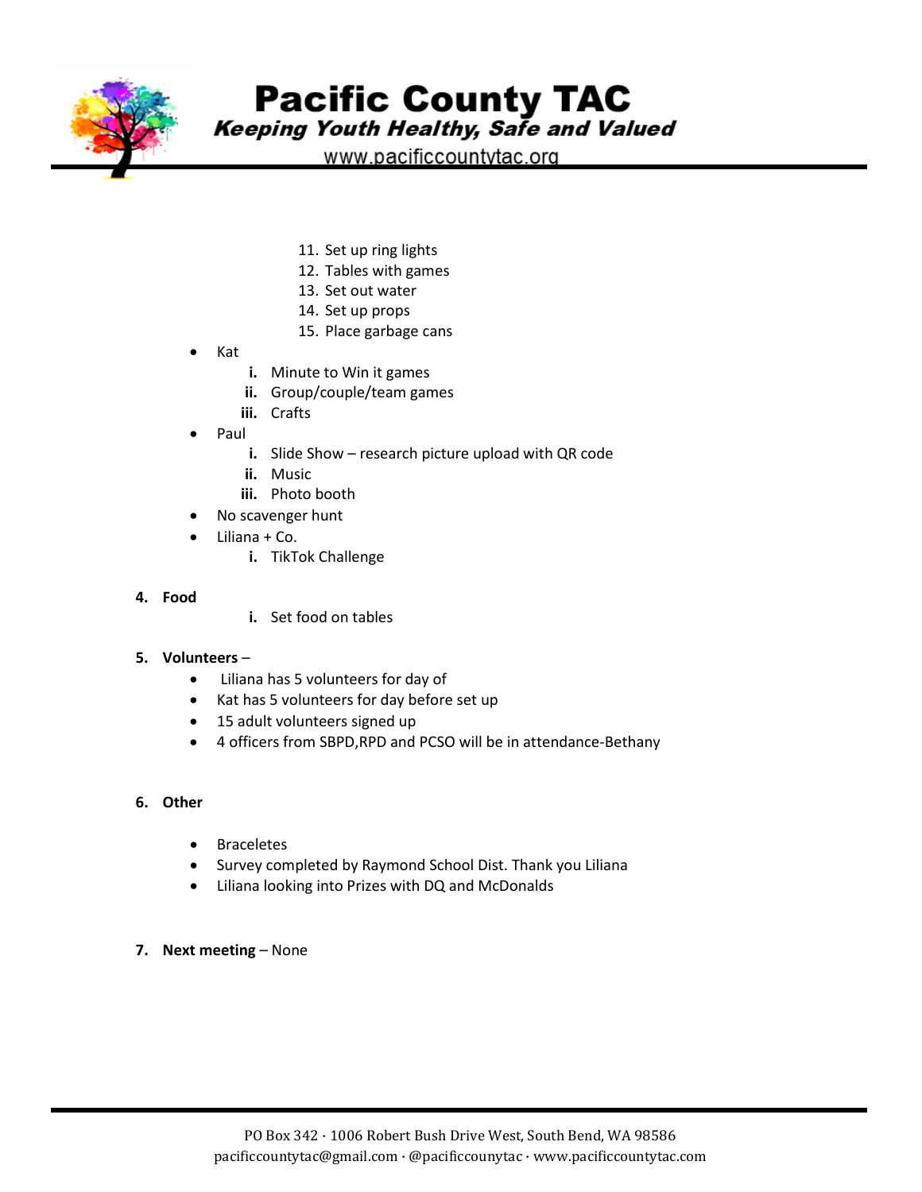11. Set up ring lights
12. Tables with games
13. Set out water
14. Set up props
15. Place garbage cans

- Kat
  - i. Minute to Win it games
  - ii. Group/couple/team games
  - iii. Crafts
- Paul
  - i. Slide Show – research picture upload with QR code
  - ii. Music
  - iii. Photo booth
- No scavenger hunt
- Liliana + Co.
  - i. TikTok Challenge

**4. Food**

- i. Set food on tables

**5. Volunteers** –

- Liliana has 5 volunteers for day of
- Kat has 5 volunteers for day before set up
- 15 adult volunteers signed up
- 4 officers from SBPD,RPD and PCSO will be in attendance-Bethany

**6. Other**

- Braceletes
- Survey completed by Raymond School Dist. Thank you Liliana
- Liliana looking into Prizes with DQ and McDonalds

**7. Next meeting** – None